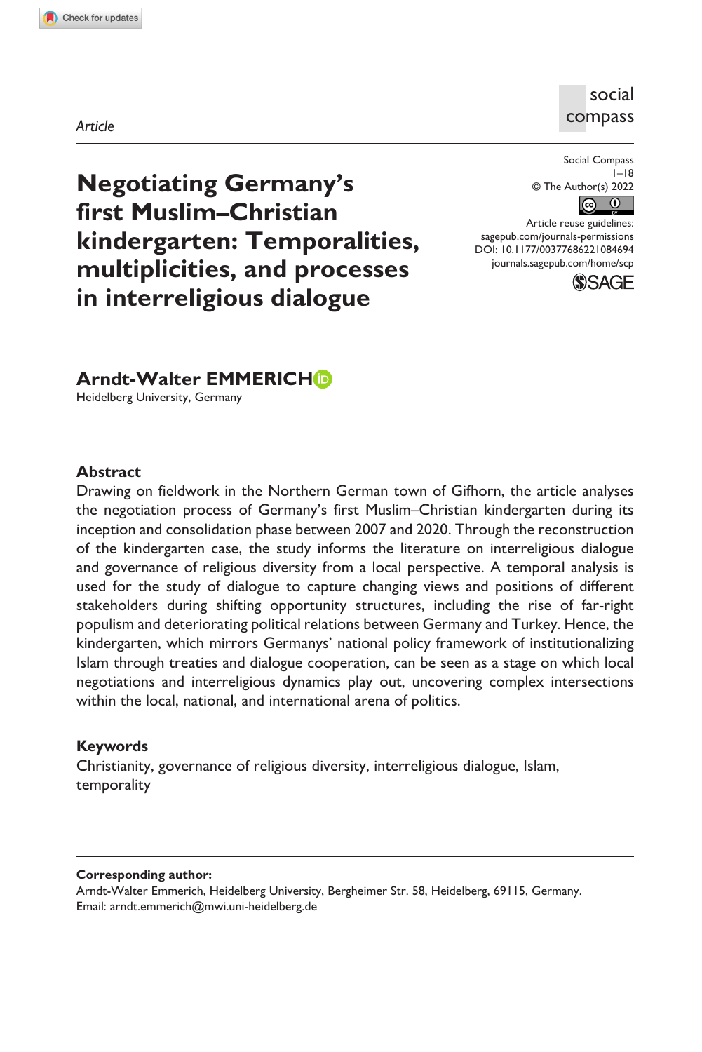*Article*

# Negotiating Germany's first Muslim–Christian kindergarten: Temporalities, multiplicities, and processes in interreligious dialogue

Social Compass

© The Author(s) 2022

Article reuse guidelines: sagepub.com/journals-permissions

DOI: 10.1177/00377686221084694

journals.sagepub.com/home/scp

**Arndt-Walter EMMERICH**

Heidelberg University, Germany

## Abstract

Drawing on fieldwork in the Northern German town of Gifhorn, the article analyses the negotiation process of Germany's first Muslim–Christian kindergarten during its inception and consolidation phase between 2007 and 2020. Through the reconstruction of the kindergarten case, the study informs the literature on interreligious dialogue and governance of religious diversity from a local perspective. A temporal analysis is used for the study of dialogue to capture changing views and positions of different stakeholders during shifting opportunity structures, including the rise of far-right populism and deteriorating political relations between Germany and Turkey. Hence, the kindergarten, which mirrors Germanys' national policy framework of institutionalizing Islam through treaties and dialogue cooperation, can be seen as a stage on which local negotiations and interreligious dynamics play out, uncovering complex intersections within the local, national, and international arena of politics.

## Keywords

Christianity, governance of religious diversity, interreligious dialogue, Islam, temporality

**Corresponding author:**

Arndt-Walter Emmerich, Heidelberg University, Bergheimer Str. 58, Heidelberg, 69115, Germany.
Email: arndt.emmerich@mwi.uni-heidelberg.de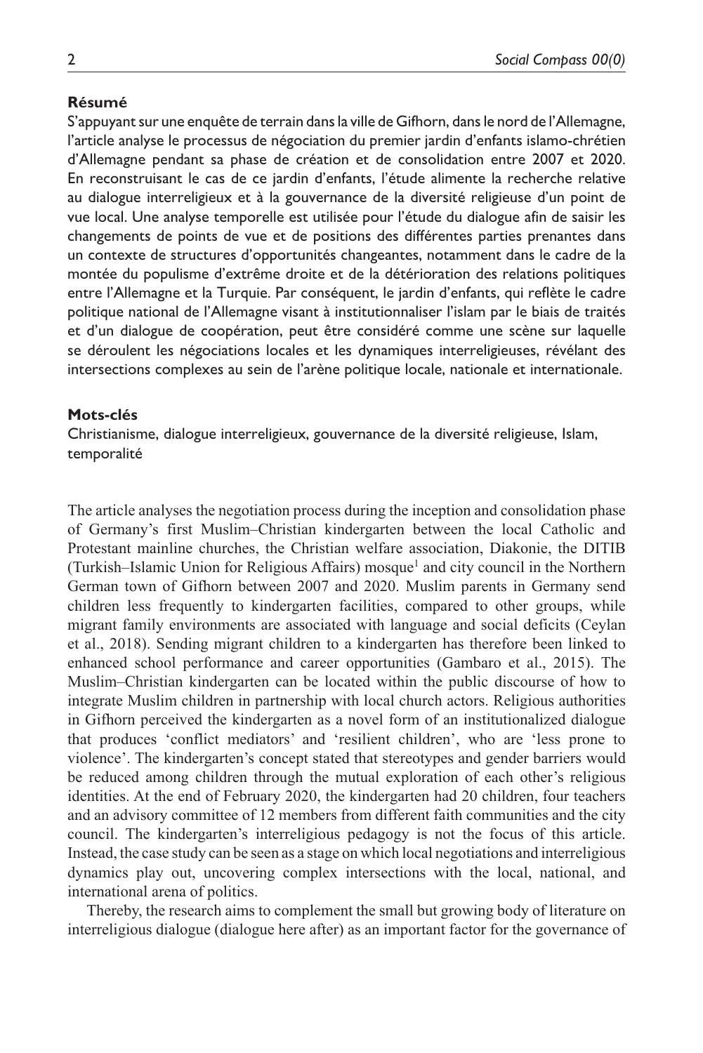**Résumé**

S'appuyant sur une enquête de terrain dans la ville de Gifhorn, dans le nord de l'Allemagne, l'article analyse le processus de négociation du premier jardin d'enfants islamo-chrétien d'Allemagne pendant sa phase de création et de consolidation entre 2007 et 2020. En reconstruisant le cas de ce jardin d'enfants, l'étude alimente la recherche relative au dialogue interreligieux et à la gouvernance de la diversité religieuse d'un point de vue local. Une analyse temporelle est utilisée pour l'étude du dialogue afin de saisir les changements de points de vue et de positions des différentes parties prenantes dans un contexte de structures d'opportunités changeantes, notamment dans le cadre de la montée du populisme d'extrême droite et de la détérioration des relations politiques entre l'Allemagne et la Turquie. Par conséquent, le jardin d'enfants, qui reflète le cadre politique national de l'Allemagne visant à institutionnaliser l'islam par le biais de traités et d'un dialogue de coopération, peut être considéré comme une scène sur laquelle se déroulent les négociations locales et les dynamiques interreligieuses, révélant des intersections complexes au sein de l'arène politique locale, nationale et internationale.

**Mots-clés**

Christianisme, dialogue interreligieux, gouvernance de la diversité religieuse, Islam, temporalité

The article analyses the negotiation process during the inception and consolidation phase of Germany's first Muslim–Christian kindergarten between the local Catholic and Protestant mainline churches, the Christian welfare association, Diakonie, the DITIB (Turkish–Islamic Union for Religious Affairs) mosque[1] and city council in the Northern German town of Gifhorn between 2007 and 2020. Muslim parents in Germany send children less frequently to kindergarten facilities, compared to other groups, while migrant family environments are associated with language and social deficits (Ceylan et al., 2018). Sending migrant children to a kindergarten has therefore been linked to enhanced school performance and career opportunities (Gambaro et al., 2015). The Muslim–Christian kindergarten can be located within the public discourse of how to integrate Muslim children in partnership with local church actors. Religious authorities in Gifhorn perceived the kindergarten as a novel form of an institutionalized dialogue that produces 'conflict mediators' and 'resilient children', who are 'less prone to violence'. The kindergarten's concept stated that stereotypes and gender barriers would be reduced among children through the mutual exploration of each other's religious identities. At the end of February 2020, the kindergarten had 20 children, four teachers and an advisory committee of 12 members from different faith communities and the city council. The kindergarten's interreligious pedagogy is not the focus of this article. Instead, the case study can be seen as a stage on which local negotiations and interreligious dynamics play out, uncovering complex intersections with the local, national, and international arena of politics.

Thereby, the research aims to complement the small but growing body of literature on interreligious dialogue (dialogue here after) as an important factor for the governance of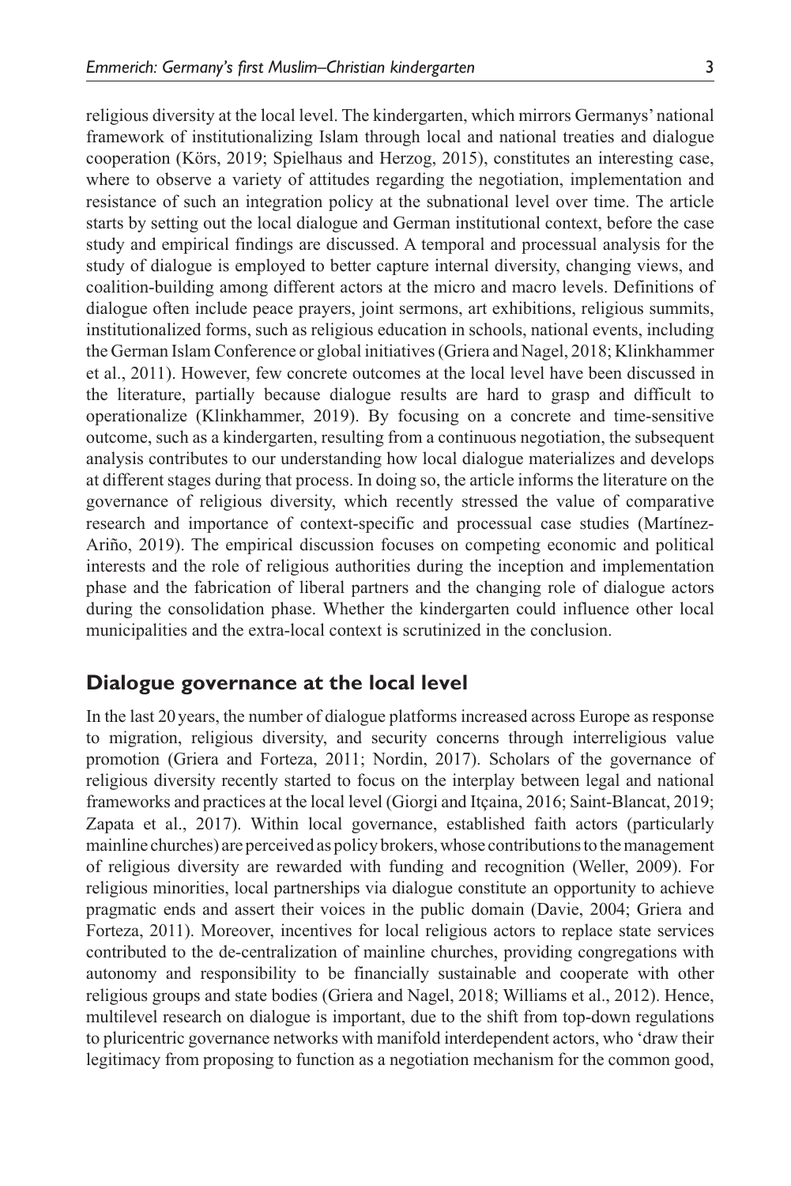religious diversity at the local level. The kindergarten, which mirrors Germanys' national framework of institutionalizing Islam through local and national treaties and dialogue cooperation (Körs, 2019; Spielhaus and Herzog, 2015), constitutes an interesting case, where to observe a variety of attitudes regarding the negotiation, implementation and resistance of such an integration policy at the subnational level over time. The article starts by setting out the local dialogue and German institutional context, before the case study and empirical findings are discussed. A temporal and processual analysis for the study of dialogue is employed to better capture internal diversity, changing views, and coalition-building among different actors at the micro and macro levels. Definitions of dialogue often include peace prayers, joint sermons, art exhibitions, religious summits, institutionalized forms, such as religious education in schools, national events, including the German Islam Conference or global initiatives (Griera and Nagel, 2018; Klinkhammer et al., 2011). However, few concrete outcomes at the local level have been discussed in the literature, partially because dialogue results are hard to grasp and difficult to operationalize (Klinkhammer, 2019). By focusing on a concrete and time-sensitive outcome, such as a kindergarten, resulting from a continuous negotiation, the subsequent analysis contributes to our understanding how local dialogue materializes and develops at different stages during that process. In doing so, the article informs the literature on the governance of religious diversity, which recently stressed the value of comparative research and importance of context-specific and processual case studies (Martínez-Ariño, 2019). The empirical discussion focuses on competing economic and political interests and the role of religious authorities during the inception and implementation phase and the fabrication of liberal partners and the changing role of dialogue actors during the consolidation phase. Whether the kindergarten could influence other local municipalities and the extra-local context is scrutinized in the conclusion.

## Dialogue governance at the local level

In the last 20 years, the number of dialogue platforms increased across Europe as response to migration, religious diversity, and security concerns through interreligious value promotion (Griera and Forteza, 2011; Nordin, 2017). Scholars of the governance of religious diversity recently started to focus on the interplay between legal and national frameworks and practices at the local level (Giorgi and Itçaina, 2016; Saint-Blancat, 2019; Zapata et al., 2017). Within local governance, established faith actors (particularly mainline churches) are perceived as policy brokers, whose contributions to the management of religious diversity are rewarded with funding and recognition (Weller, 2009). For religious minorities, local partnerships via dialogue constitute an opportunity to achieve pragmatic ends and assert their voices in the public domain (Davie, 2004; Griera and Forteza, 2011). Moreover, incentives for local religious actors to replace state services contributed to the de-centralization of mainline churches, providing congregations with autonomy and responsibility to be financially sustainable and cooperate with other religious groups and state bodies (Griera and Nagel, 2018; Williams et al., 2012). Hence, multilevel research on dialogue is important, due to the shift from top-down regulations to pluricentric governance networks with manifold interdependent actors, who 'draw their legitimacy from proposing to function as a negotiation mechanism for the common good,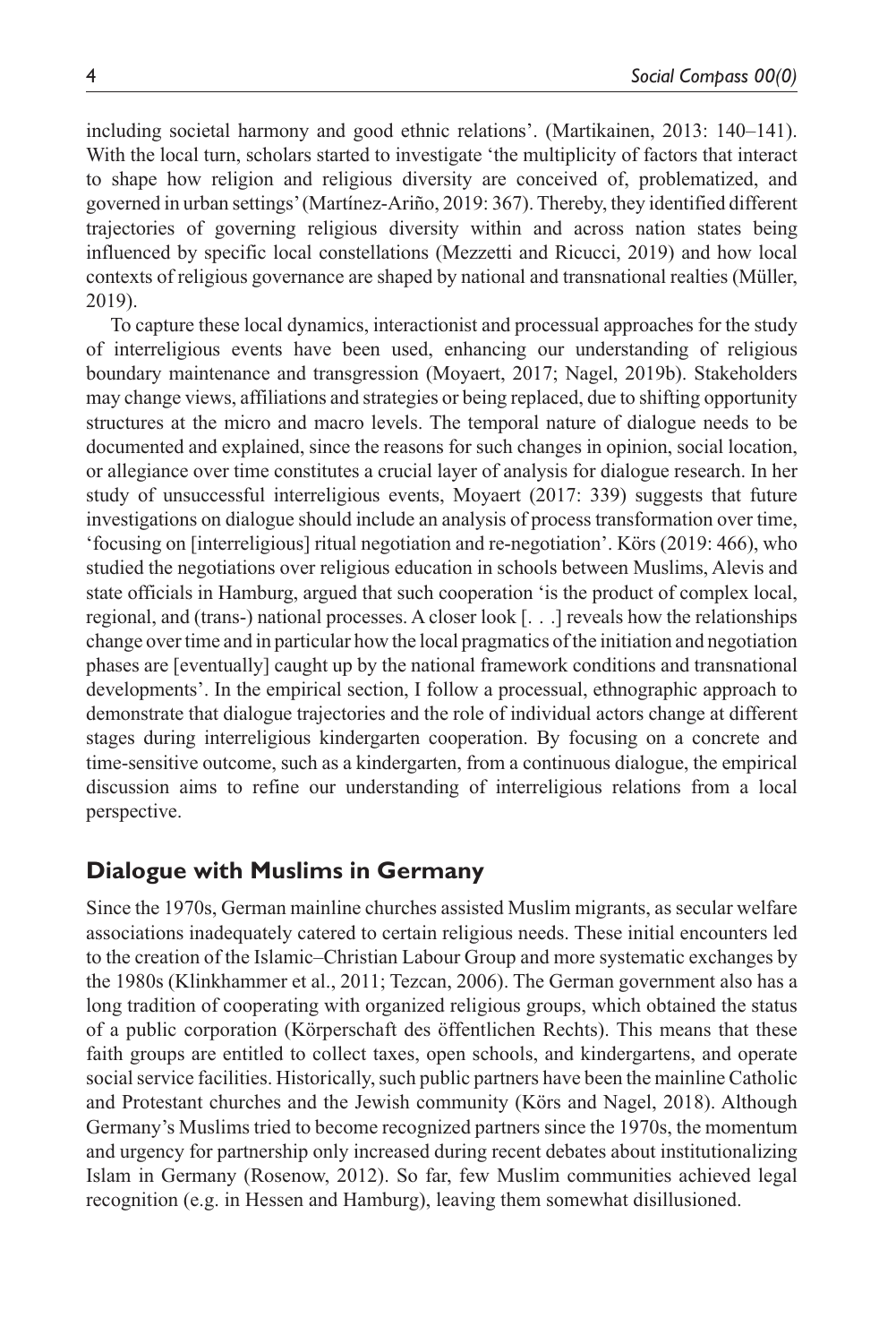including societal harmony and good ethnic relations'. (Martikainen, 2013: 140–141). With the local turn, scholars started to investigate 'the multiplicity of factors that interact to shape how religion and religious diversity are conceived of, problematized, and governed in urban settings' (Martínez-Ariño, 2019: 367). Thereby, they identified different trajectories of governing religious diversity within and across nation states being influenced by specific local constellations (Mezzetti and Ricucci, 2019) and how local contexts of religious governance are shaped by national and transnational realties (Müller, 2019).

To capture these local dynamics, interactionist and processual approaches for the study of interreligious events have been used, enhancing our understanding of religious boundary maintenance and transgression (Moyaert, 2017; Nagel, 2019b). Stakeholders may change views, affiliations and strategies or being replaced, due to shifting opportunity structures at the micro and macro levels. The temporal nature of dialogue needs to be documented and explained, since the reasons for such changes in opinion, social location, or allegiance over time constitutes a crucial layer of analysis for dialogue research. In her study of unsuccessful interreligious events, Moyaert (2017: 339) suggests that future investigations on dialogue should include an analysis of process transformation over time, 'focusing on [interreligious] ritual negotiation and re-negotiation'. Körs (2019: 466), who studied the negotiations over religious education in schools between Muslims, Alevis and state officials in Hamburg, argued that such cooperation 'is the product of complex local, regional, and (trans-) national processes. A closer look [. . .] reveals how the relationships change over time and in particular how the local pragmatics of the initiation and negotiation phases are [eventually] caught up by the national framework conditions and transnational developments'. In the empirical section, I follow a processual, ethnographic approach to demonstrate that dialogue trajectories and the role of individual actors change at different stages during interreligious kindergarten cooperation. By focusing on a concrete and time-sensitive outcome, such as a kindergarten, from a continuous dialogue, the empirical discussion aims to refine our understanding of interreligious relations from a local perspective.

## Dialogue with Muslims in Germany

Since the 1970s, German mainline churches assisted Muslim migrants, as secular welfare associations inadequately catered to certain religious needs. These initial encounters led to the creation of the Islamic–Christian Labour Group and more systematic exchanges by the 1980s (Klinkhammer et al., 2011; Tezcan, 2006). The German government also has a long tradition of cooperating with organized religious groups, which obtained the status of a public corporation (Körperschaft des öffentlichen Rechts). This means that these faith groups are entitled to collect taxes, open schools, and kindergartens, and operate social service facilities. Historically, such public partners have been the mainline Catholic and Protestant churches and the Jewish community (Körs and Nagel, 2018). Although Germany's Muslims tried to become recognized partners since the 1970s, the momentum and urgency for partnership only increased during recent debates about institutionalizing Islam in Germany (Rosenow, 2012). So far, few Muslim communities achieved legal recognition (e.g. in Hessen and Hamburg), leaving them somewhat disillusioned.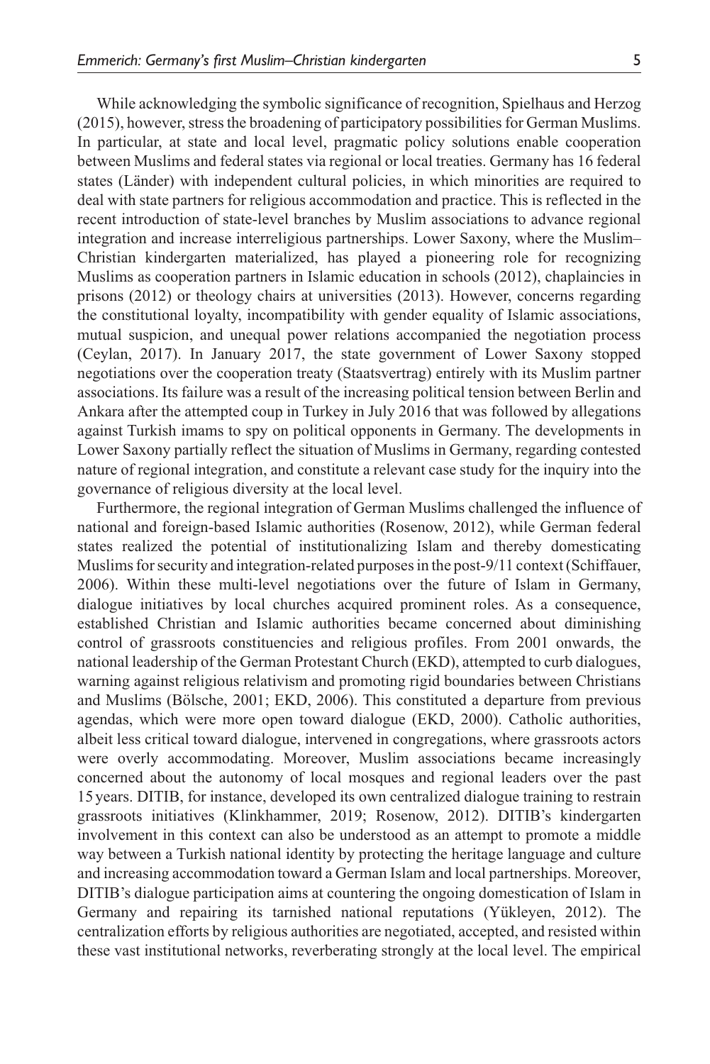While acknowledging the symbolic significance of recognition, Spielhaus and Herzog (2015), however, stress the broadening of participatory possibilities for German Muslims. In particular, at state and local level, pragmatic policy solutions enable cooperation between Muslims and federal states via regional or local treaties. Germany has 16 federal states (Länder) with independent cultural policies, in which minorities are required to deal with state partners for religious accommodation and practice. This is reflected in the recent introduction of state-level branches by Muslim associations to advance regional integration and increase interreligious partnerships. Lower Saxony, where the Muslim–Christian kindergarten materialized, has played a pioneering role for recognizing Muslims as cooperation partners in Islamic education in schools (2012), chaplaincies in prisons (2012) or theology chairs at universities (2013). However, concerns regarding the constitutional loyalty, incompatibility with gender equality of Islamic associations, mutual suspicion, and unequal power relations accompanied the negotiation process (Ceylan, 2017). In January 2017, the state government of Lower Saxony stopped negotiations over the cooperation treaty (Staatsvertrag) entirely with its Muslim partner associations. Its failure was a result of the increasing political tension between Berlin and Ankara after the attempted coup in Turkey in July 2016 that was followed by allegations against Turkish imams to spy on political opponents in Germany. The developments in Lower Saxony partially reflect the situation of Muslims in Germany, regarding contested nature of regional integration, and constitute a relevant case study for the inquiry into the governance of religious diversity at the local level.

Furthermore, the regional integration of German Muslims challenged the influence of national and foreign-based Islamic authorities (Rosenow, 2012), while German federal states realized the potential of institutionalizing Islam and thereby domesticating Muslims for security and integration-related purposes in the post-9/11 context (Schiffauer, 2006). Within these multi-level negotiations over the future of Islam in Germany, dialogue initiatives by local churches acquired prominent roles. As a consequence, established Christian and Islamic authorities became concerned about diminishing control of grassroots constituencies and religious profiles. From 2001 onwards, the national leadership of the German Protestant Church (EKD), attempted to curb dialogues, warning against religious relativism and promoting rigid boundaries between Christians and Muslims (Bölsche, 2001; EKD, 2006). This constituted a departure from previous agendas, which were more open toward dialogue (EKD, 2000). Catholic authorities, albeit less critical toward dialogue, intervened in congregations, where grassroots actors were overly accommodating. Moreover, Muslim associations became increasingly concerned about the autonomy of local mosques and regional leaders over the past 15 years. DITIB, for instance, developed its own centralized dialogue training to restrain grassroots initiatives (Klinkhammer, 2019; Rosenow, 2012). DITIB's kindergarten involvement in this context can also be understood as an attempt to promote a middle way between a Turkish national identity by protecting the heritage language and culture and increasing accommodation toward a German Islam and local partnerships. Moreover, DITIB's dialogue participation aims at countering the ongoing domestication of Islam in Germany and repairing its tarnished national reputations (Yükleyen, 2012). The centralization efforts by religious authorities are negotiated, accepted, and resisted within these vast institutional networks, reverberating strongly at the local level. The empirical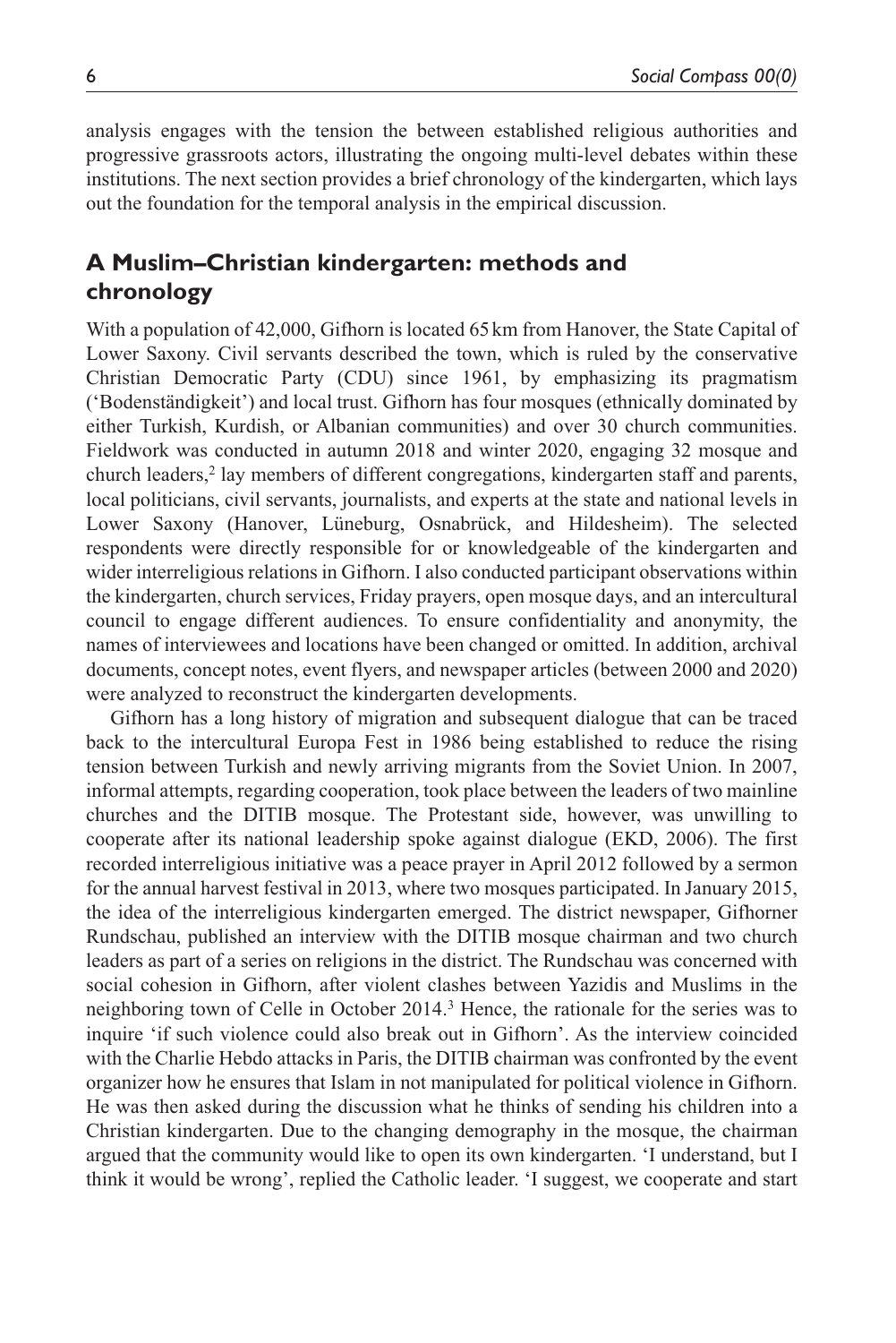analysis engages with the tension the between established religious authorities and progressive grassroots actors, illustrating the ongoing multi-level debates within these institutions. The next section provides a brief chronology of the kindergarten, which lays out the foundation for the temporal analysis in the empirical discussion.

## A Muslim–Christian kindergarten: methods and chronology

With a population of 42,000, Gifhorn is located 65 km from Hanover, the State Capital of Lower Saxony. Civil servants described the town, which is ruled by the conservative Christian Democratic Party (CDU) since 1961, by emphasizing its pragmatism ('Bodenständigkeit') and local trust. Gifhorn has four mosques (ethnically dominated by either Turkish, Kurdish, or Albanian communities) and over 30 church communities. Fieldwork was conducted in autumn 2018 and winter 2020, engaging 32 mosque and church leaders,[2] lay members of different congregations, kindergarten staff and parents, local politicians, civil servants, journalists, and experts at the state and national levels in Lower Saxony (Hanover, Lüneburg, Osnabrück, and Hildesheim). The selected respondents were directly responsible for or knowledgeable of the kindergarten and wider interreligious relations in Gifhorn. I also conducted participant observations within the kindergarten, church services, Friday prayers, open mosque days, and an intercultural council to engage different audiences. To ensure confidentiality and anonymity, the names of interviewees and locations have been changed or omitted. In addition, archival documents, concept notes, event flyers, and newspaper articles (between 2000 and 2020) were analyzed to reconstruct the kindergarten developments.

Gifhorn has a long history of migration and subsequent dialogue that can be traced back to the intercultural Europa Fest in 1986 being established to reduce the rising tension between Turkish and newly arriving migrants from the Soviet Union. In 2007, informal attempts, regarding cooperation, took place between the leaders of two mainline churches and the DITIB mosque. The Protestant side, however, was unwilling to cooperate after its national leadership spoke against dialogue (EKD, 2006). The first recorded interreligious initiative was a peace prayer in April 2012 followed by a sermon for the annual harvest festival in 2013, where two mosques participated. In January 2015, the idea of the interreligious kindergarten emerged. The district newspaper, Gifhorner Rundschau, published an interview with the DITIB mosque chairman and two church leaders as part of a series on religions in the district. The Rundschau was concerned with social cohesion in Gifhorn, after violent clashes between Yazidis and Muslims in the neighboring town of Celle in October 2014.[3] Hence, the rationale for the series was to inquire 'if such violence could also break out in Gifhorn'. As the interview coincided with the Charlie Hebdo attacks in Paris, the DITIB chairman was confronted by the event organizer how he ensures that Islam in not manipulated for political violence in Gifhorn. He was then asked during the discussion what he thinks of sending his children into a Christian kindergarten. Due to the changing demography in the mosque, the chairman argued that the community would like to open its own kindergarten. 'I understand, but I think it would be wrong', replied the Catholic leader. 'I suggest, we cooperate and start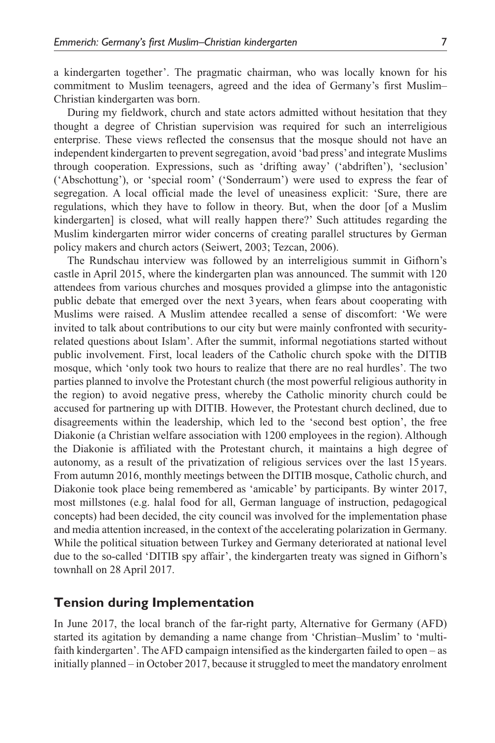a kindergarten together'. The pragmatic chairman, who was locally known for his commitment to Muslim teenagers, agreed and the idea of Germany's first Muslim–Christian kindergarten was born.

During my fieldwork, church and state actors admitted without hesitation that they thought a degree of Christian supervision was required for such an interreligious enterprise. These views reflected the consensus that the mosque should not have an independent kindergarten to prevent segregation, avoid 'bad press' and integrate Muslims through cooperation. Expressions, such as 'drifting away' ('abdriften'), 'seclusion' ('Abschottung'), or 'special room' ('Sonderraum') were used to express the fear of segregation. A local official made the level of uneasiness explicit: 'Sure, there are regulations, which they have to follow in theory. But, when the door [of a Muslim kindergarten] is closed, what will really happen there?' Such attitudes regarding the Muslim kindergarten mirror wider concerns of creating parallel structures by German policy makers and church actors (Seiwert, 2003; Tezcan, 2006).

The Rundschau interview was followed by an interreligious summit in Gifhorn's castle in April 2015, where the kindergarten plan was announced. The summit with 120 attendees from various churches and mosques provided a glimpse into the antagonistic public debate that emerged over the next 3 years, when fears about cooperating with Muslims were raised. A Muslim attendee recalled a sense of discomfort: 'We were invited to talk about contributions to our city but were mainly confronted with security-related questions about Islam'. After the summit, informal negotiations started without public involvement. First, local leaders of the Catholic church spoke with the DITIB mosque, which 'only took two hours to realize that there are no real hurdles'. The two parties planned to involve the Protestant church (the most powerful religious authority in the region) to avoid negative press, whereby the Catholic minority church could be accused for partnering up with DITIB. However, the Protestant church declined, due to disagreements within the leadership, which led to the 'second best option', the free Diakonie (a Christian welfare association with 1200 employees in the region). Although the Diakonie is affiliated with the Protestant church, it maintains a high degree of autonomy, as a result of the privatization of religious services over the last 15 years. From autumn 2016, monthly meetings between the DITIB mosque, Catholic church, and Diakonie took place being remembered as 'amicable' by participants. By winter 2017, most millstones (e.g. halal food for all, German language of instruction, pedagogical concepts) had been decided, the city council was involved for the implementation phase and media attention increased, in the context of the accelerating polarization in Germany. While the political situation between Turkey and Germany deteriorated at national level due to the so-called 'DITIB spy affair', the kindergarten treaty was signed in Gifhorn's townhall on 28 April 2017.

## Tension during Implementation

In June 2017, the local branch of the far-right party, Alternative for Germany (AFD) started its agitation by demanding a name change from 'Christian–Muslim' to 'multi-faith kindergarten'. The AFD campaign intensified as the kindergarten failed to open – as initially planned – in October 2017, because it struggled to meet the mandatory enrolment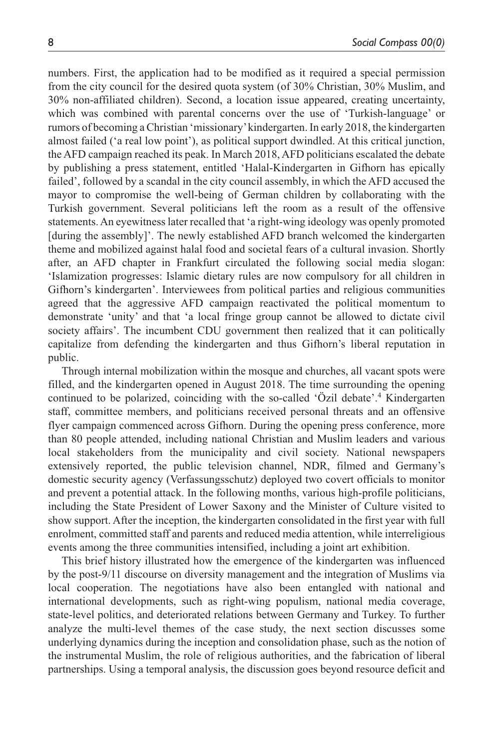numbers. First, the application had to be modified as it required a special permission from the city council for the desired quota system (of 30% Christian, 30% Muslim, and 30% non-affiliated children). Second, a location issue appeared, creating uncertainty, which was combined with parental concerns over the use of 'Turkish-language' or rumors of becoming a Christian 'missionary' kindergarten. In early 2018, the kindergarten almost failed ('a real low point'), as political support dwindled. At this critical junction, the AFD campaign reached its peak. In March 2018, AFD politicians escalated the debate by publishing a press statement, entitled 'Halal-Kindergarten in Gifhorn has epically failed', followed by a scandal in the city council assembly, in which the AFD accused the mayor to compromise the well-being of German children by collaborating with the Turkish government. Several politicians left the room as a result of the offensive statements. An eyewitness later recalled that 'a right-wing ideology was openly promoted [during the assembly]'. The newly established AFD branch welcomed the kindergarten theme and mobilized against halal food and societal fears of a cultural invasion. Shortly after, an AFD chapter in Frankfurt circulated the following social media slogan: 'Islamization progresses: Islamic dietary rules are now compulsory for all children in Gifhorn's kindergarten'. Interviewees from political parties and religious communities agreed that the aggressive AFD campaign reactivated the political momentum to demonstrate 'unity' and that 'a local fringe group cannot be allowed to dictate civil society affairs'. The incumbent CDU government then realized that it can politically capitalize from defending the kindergarten and thus Gifhorn's liberal reputation in public.

Through internal mobilization within the mosque and churches, all vacant spots were filled, and the kindergarten opened in August 2018. The time surrounding the opening continued to be polarized, coinciding with the so-called 'Özil debate'.[4] Kindergarten staff, committee members, and politicians received personal threats and an offensive flyer campaign commenced across Gifhorn. During the opening press conference, more than 80 people attended, including national Christian and Muslim leaders and various local stakeholders from the municipality and civil society. National newspapers extensively reported, the public television channel, NDR, filmed and Germany's domestic security agency (Verfassungsschutz) deployed two covert officials to monitor and prevent a potential attack. In the following months, various high-profile politicians, including the State President of Lower Saxony and the Minister of Culture visited to show support. After the inception, the kindergarten consolidated in the first year with full enrolment, committed staff and parents and reduced media attention, while interreligious events among the three communities intensified, including a joint art exhibition.

This brief history illustrated how the emergence of the kindergarten was influenced by the post-9/11 discourse on diversity management and the integration of Muslims via local cooperation. The negotiations have also been entangled with national and international developments, such as right-wing populism, national media coverage, state-level politics, and deteriorated relations between Germany and Turkey. To further analyze the multi-level themes of the case study, the next section discusses some underlying dynamics during the inception and consolidation phase, such as the notion of the instrumental Muslim, the role of religious authorities, and the fabrication of liberal partnerships. Using a temporal analysis, the discussion goes beyond resource deficit and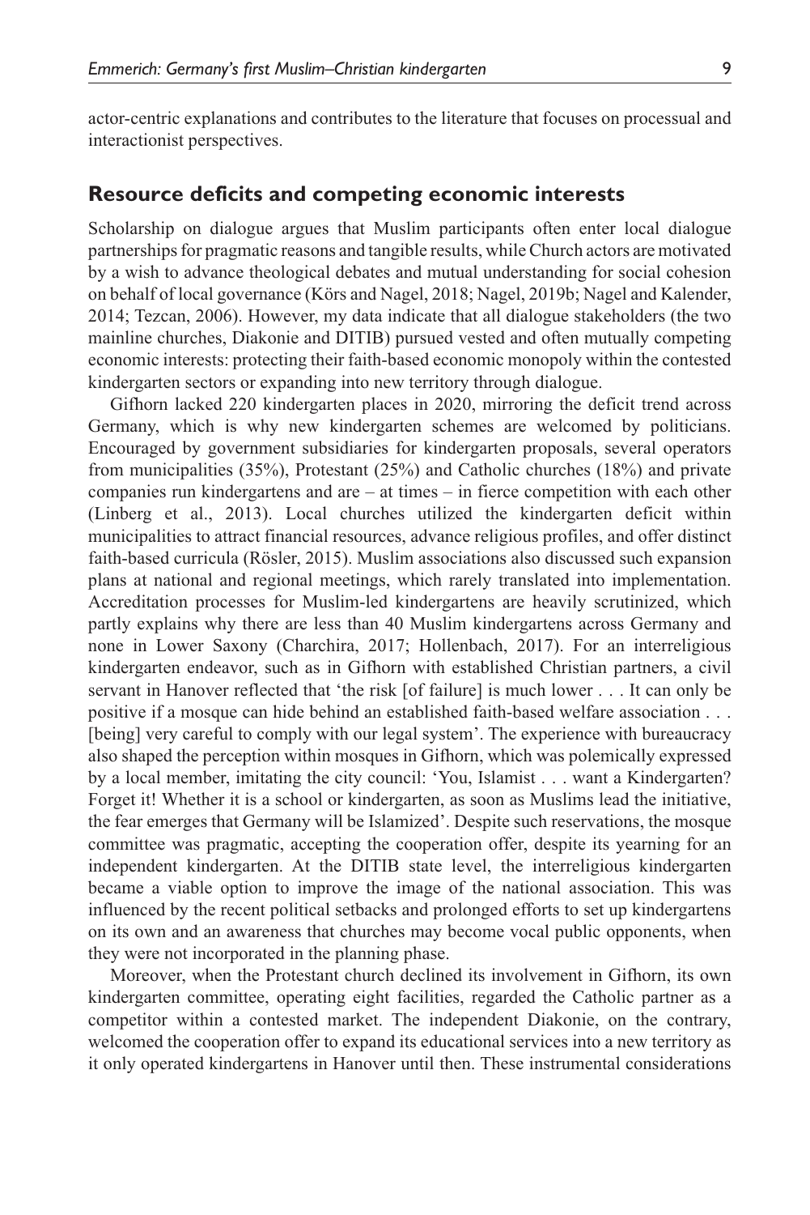actor-centric explanations and contributes to the literature that focuses on processual and interactionist perspectives.

## Resource deficits and competing economic interests

Scholarship on dialogue argues that Muslim participants often enter local dialogue partnerships for pragmatic reasons and tangible results, while Church actors are motivated by a wish to advance theological debates and mutual understanding for social cohesion on behalf of local governance (Körs and Nagel, 2018; Nagel, 2019b; Nagel and Kalender, 2014; Tezcan, 2006). However, my data indicate that all dialogue stakeholders (the two mainline churches, Diakonie and DITIB) pursued vested and often mutually competing economic interests: protecting their faith-based economic monopoly within the contested kindergarten sectors or expanding into new territory through dialogue.

Gifhorn lacked 220 kindergarten places in 2020, mirroring the deficit trend across Germany, which is why new kindergarten schemes are welcomed by politicians. Encouraged by government subsidiaries for kindergarten proposals, several operators from municipalities (35%), Protestant (25%) and Catholic churches (18%) and private companies run kindergartens and are – at times – in fierce competition with each other (Linberg et al., 2013). Local churches utilized the kindergarten deficit within municipalities to attract financial resources, advance religious profiles, and offer distinct faith-based curricula (Rösler, 2015). Muslim associations also discussed such expansion plans at national and regional meetings, which rarely translated into implementation. Accreditation processes for Muslim-led kindergartens are heavily scrutinized, which partly explains why there are less than 40 Muslim kindergartens across Germany and none in Lower Saxony (Charchira, 2017; Hollenbach, 2017). For an interreligious kindergarten endeavor, such as in Gifhorn with established Christian partners, a civil servant in Hanover reflected that 'the risk [of failure] is much lower . . . It can only be positive if a mosque can hide behind an established faith-based welfare association . . . [being] very careful to comply with our legal system'. The experience with bureaucracy also shaped the perception within mosques in Gifhorn, which was polemically expressed by a local member, imitating the city council: 'You, Islamist . . . want a Kindergarten? Forget it! Whether it is a school or kindergarten, as soon as Muslims lead the initiative, the fear emerges that Germany will be Islamized'. Despite such reservations, the mosque committee was pragmatic, accepting the cooperation offer, despite its yearning for an independent kindergarten. At the DITIB state level, the interreligious kindergarten became a viable option to improve the image of the national association. This was influenced by the recent political setbacks and prolonged efforts to set up kindergartens on its own and an awareness that churches may become vocal public opponents, when they were not incorporated in the planning phase.

Moreover, when the Protestant church declined its involvement in Gifhorn, its own kindergarten committee, operating eight facilities, regarded the Catholic partner as a competitor within a contested market. The independent Diakonie, on the contrary, welcomed the cooperation offer to expand its educational services into a new territory as it only operated kindergartens in Hanover until then. These instrumental considerations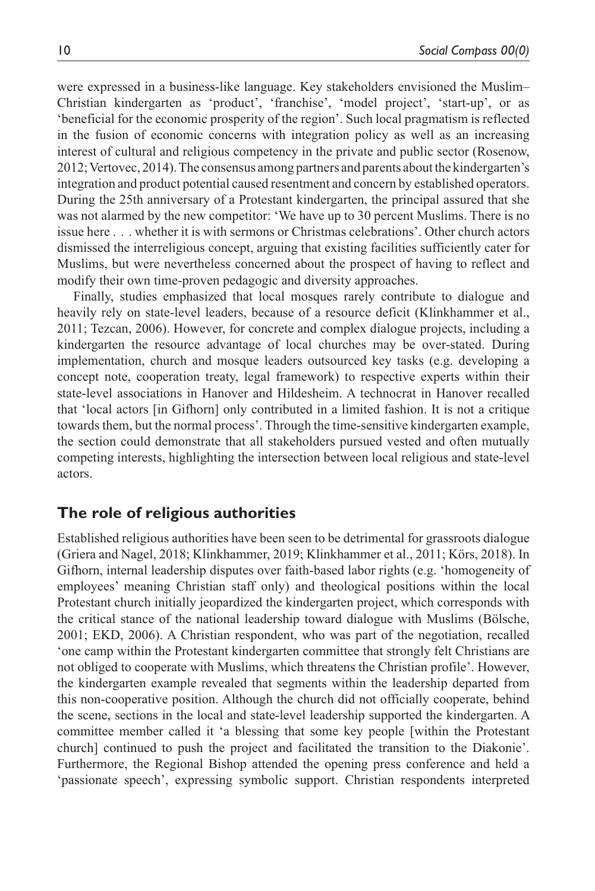were expressed in a business-like language. Key stakeholders envisioned the Muslim–Christian kindergarten as 'product', 'franchise', 'model project', 'start-up', or as 'beneficial for the economic prosperity of the region'. Such local pragmatism is reflected in the fusion of economic concerns with integration policy as well as an increasing interest of cultural and religious competency in the private and public sector (Rosenow, 2012; Vertovec, 2014). The consensus among partners and parents about the kindergarten's integration and product potential caused resentment and concern by established operators. During the 25th anniversary of a Protestant kindergarten, the principal assured that she was not alarmed by the new competitor: 'We have up to 30 percent Muslims. There is no issue here . . . whether it is with sermons or Christmas celebrations'. Other church actors dismissed the interreligious concept, arguing that existing facilities sufficiently cater for Muslims, but were nevertheless concerned about the prospect of having to reflect and modify their own time-proven pedagogic and diversity approaches.

Finally, studies emphasized that local mosques rarely contribute to dialogue and heavily rely on state-level leaders, because of a resource deficit (Klinkhammer et al., 2011; Tezcan, 2006). However, for concrete and complex dialogue projects, including a kindergarten the resource advantage of local churches may be over-stated. During implementation, church and mosque leaders outsourced key tasks (e.g. developing a concept note, cooperation treaty, legal framework) to respective experts within their state-level associations in Hanover and Hildesheim. A technocrat in Hanover recalled that 'local actors [in Gifhorn] only contributed in a limited fashion. It is not a critique towards them, but the normal process'. Through the time-sensitive kindergarten example, the section could demonstrate that all stakeholders pursued vested and often mutually competing interests, highlighting the intersection between local religious and state-level actors.

## The role of religious authorities

Established religious authorities have been seen to be detrimental for grassroots dialogue (Griera and Nagel, 2018; Klinkhammer, 2019; Klinkhammer et al., 2011; Körs, 2018). In Gifhorn, internal leadership disputes over faith-based labor rights (e.g. 'homogeneity of employees' meaning Christian staff only) and theological positions within the local Protestant church initially jeopardized the kindergarten project, which corresponds with the critical stance of the national leadership toward dialogue with Muslims (Bölsche, 2001; EKD, 2006). A Christian respondent, who was part of the negotiation, recalled 'one camp within the Protestant kindergarten committee that strongly felt Christians are not obliged to cooperate with Muslims, which threatens the Christian profile'. However, the kindergarten example revealed that segments within the leadership departed from this non-cooperative position. Although the church did not officially cooperate, behind the scene, sections in the local and state-level leadership supported the kindergarten. A committee member called it 'a blessing that some key people [within the Protestant church] continued to push the project and facilitated the transition to the Diakonie'. Furthermore, the Regional Bishop attended the opening press conference and held a 'passionate speech', expressing symbolic support. Christian respondents interpreted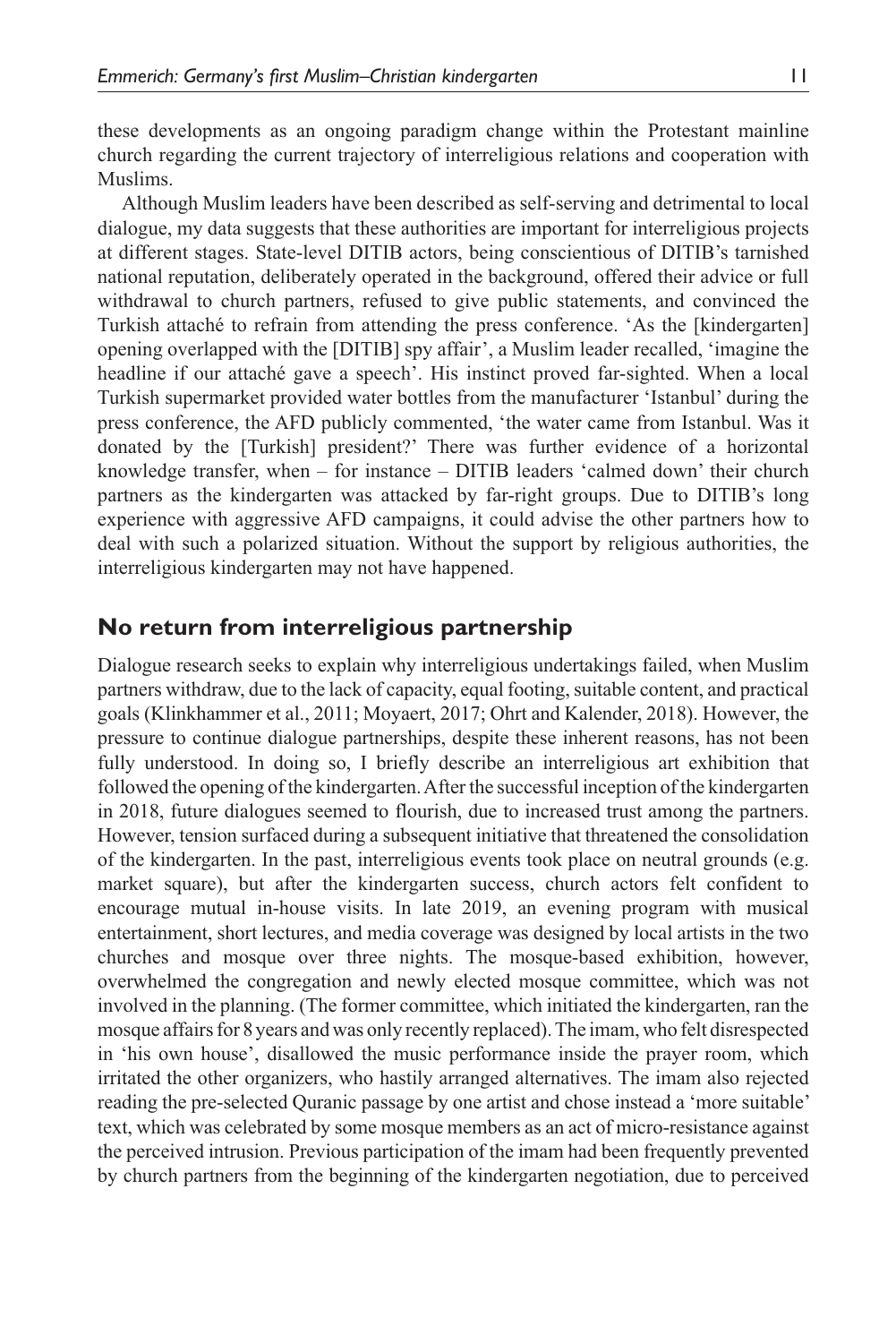these developments as an ongoing paradigm change within the Protestant mainline church regarding the current trajectory of interreligious relations and cooperation with Muslims.

Although Muslim leaders have been described as self-serving and detrimental to local dialogue, my data suggests that these authorities are important for interreligious projects at different stages. State-level DITIB actors, being conscientious of DITIB's tarnished national reputation, deliberately operated in the background, offered their advice or full withdrawal to church partners, refused to give public statements, and convinced the Turkish attaché to refrain from attending the press conference. 'As the [kindergarten] opening overlapped with the [DITIB] spy affair', a Muslim leader recalled, 'imagine the headline if our attaché gave a speech'. His instinct proved far-sighted. When a local Turkish supermarket provided water bottles from the manufacturer 'Istanbul' during the press conference, the AFD publicly commented, 'the water came from Istanbul. Was it donated by the [Turkish] president?' There was further evidence of a horizontal knowledge transfer, when – for instance – DITIB leaders 'calmed down' their church partners as the kindergarten was attacked by far-right groups. Due to DITIB's long experience with aggressive AFD campaigns, it could advise the other partners how to deal with such a polarized situation. Without the support by religious authorities, the interreligious kindergarten may not have happened.

## No return from interreligious partnership

Dialogue research seeks to explain why interreligious undertakings failed, when Muslim partners withdraw, due to the lack of capacity, equal footing, suitable content, and practical goals (Klinkhammer et al., 2011; Moyaert, 2017; Ohrt and Kalender, 2018). However, the pressure to continue dialogue partnerships, despite these inherent reasons, has not been fully understood. In doing so, I briefly describe an interreligious art exhibition that followed the opening of the kindergarten. After the successful inception of the kindergarten in 2018, future dialogues seemed to flourish, due to increased trust among the partners. However, tension surfaced during a subsequent initiative that threatened the consolidation of the kindergarten. In the past, interreligious events took place on neutral grounds (e.g. market square), but after the kindergarten success, church actors felt confident to encourage mutual in-house visits. In late 2019, an evening program with musical entertainment, short lectures, and media coverage was designed by local artists in the two churches and mosque over three nights. The mosque-based exhibition, however, overwhelmed the congregation and newly elected mosque committee, which was not involved in the planning. (The former committee, which initiated the kindergarten, ran the mosque affairs for 8 years and was only recently replaced). The imam, who felt disrespected in 'his own house', disallowed the music performance inside the prayer room, which irritated the other organizers, who hastily arranged alternatives. The imam also rejected reading the pre-selected Quranic passage by one artist and chose instead a 'more suitable' text, which was celebrated by some mosque members as an act of micro-resistance against the perceived intrusion. Previous participation of the imam had been frequently prevented by church partners from the beginning of the kindergarten negotiation, due to perceived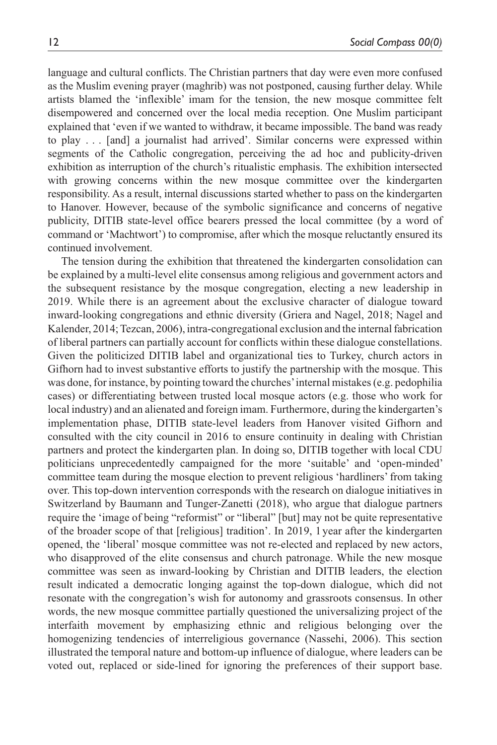language and cultural conflicts. The Christian partners that day were even more confused as the Muslim evening prayer (maghrib) was not postponed, causing further delay. While artists blamed the 'inflexible' imam for the tension, the new mosque committee felt disempowered and concerned over the local media reception. One Muslim participant explained that 'even if we wanted to withdraw, it became impossible. The band was ready to play . . . [and] a journalist had arrived'. Similar concerns were expressed within segments of the Catholic congregation, perceiving the ad hoc and publicity-driven exhibition as interruption of the church's ritualistic emphasis. The exhibition intersected with growing concerns within the new mosque committee over the kindergarten responsibility. As a result, internal discussions started whether to pass on the kindergarten to Hanover. However, because of the symbolic significance and concerns of negative publicity, DITIB state-level office bearers pressed the local committee (by a word of command or 'Machtwort') to compromise, after which the mosque reluctantly ensured its continued involvement.

The tension during the exhibition that threatened the kindergarten consolidation can be explained by a multi-level elite consensus among religious and government actors and the subsequent resistance by the mosque congregation, electing a new leadership in 2019. While there is an agreement about the exclusive character of dialogue toward inward-looking congregations and ethnic diversity (Griera and Nagel, 2018; Nagel and Kalender, 2014; Tezcan, 2006), intra-congregational exclusion and the internal fabrication of liberal partners can partially account for conflicts within these dialogue constellations. Given the politicized DITIB label and organizational ties to Turkey, church actors in Gifhorn had to invest substantive efforts to justify the partnership with the mosque. This was done, for instance, by pointing toward the churches' internal mistakes (e.g. pedophilia cases) or differentiating between trusted local mosque actors (e.g. those who work for local industry) and an alienated and foreign imam. Furthermore, during the kindergarten's implementation phase, DITIB state-level leaders from Hanover visited Gifhorn and consulted with the city council in 2016 to ensure continuity in dealing with Christian partners and protect the kindergarten plan. In doing so, DITIB together with local CDU politicians unprecedentedly campaigned for the more 'suitable' and 'open-minded' committee team during the mosque election to prevent religious 'hardliners' from taking over. This top-down intervention corresponds with the research on dialogue initiatives in Switzerland by Baumann and Tunger-Zanetti (2018), who argue that dialogue partners require the 'image of being "reformist" or "liberal" [but] may not be quite representative of the broader scope of that [religious] tradition'. In 2019, 1 year after the kindergarten opened, the 'liberal' mosque committee was not re-elected and replaced by new actors, who disapproved of the elite consensus and church patronage. While the new mosque committee was seen as inward-looking by Christian and DITIB leaders, the election result indicated a democratic longing against the top-down dialogue, which did not resonate with the congregation's wish for autonomy and grassroots consensus. In other words, the new mosque committee partially questioned the universalizing project of the interfaith movement by emphasizing ethnic and religious belonging over the homogenizing tendencies of interreligious governance (Nassehi, 2006). This section illustrated the temporal nature and bottom-up influence of dialogue, where leaders can be voted out, replaced or side-lined for ignoring the preferences of their support base.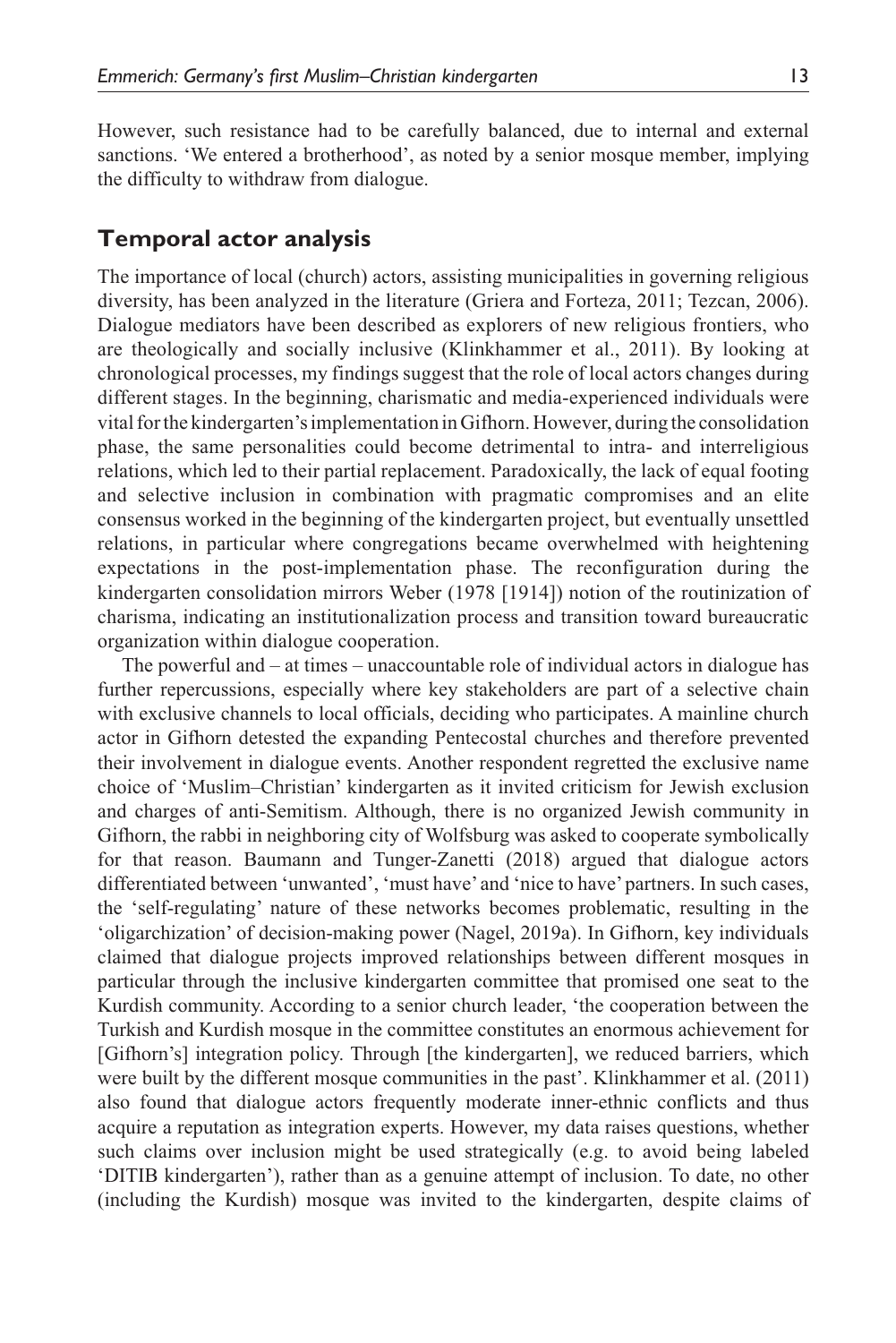However, such resistance had to be carefully balanced, due to internal and external sanctions. 'We entered a brotherhood', as noted by a senior mosque member, implying the difficulty to withdraw from dialogue.

## Temporal actor analysis

The importance of local (church) actors, assisting municipalities in governing religious diversity, has been analyzed in the literature (Griera and Forteza, 2011; Tezcan, 2006). Dialogue mediators have been described as explorers of new religious frontiers, who are theologically and socially inclusive (Klinkhammer et al., 2011). By looking at chronological processes, my findings suggest that the role of local actors changes during different stages. In the beginning, charismatic and media-experienced individuals were vital for the kindergarten's implementation in Gifhorn. However, during the consolidation phase, the same personalities could become detrimental to intra- and interreligious relations, which led to their partial replacement. Paradoxically, the lack of equal footing and selective inclusion in combination with pragmatic compromises and an elite consensus worked in the beginning of the kindergarten project, but eventually unsettled relations, in particular where congregations became overwhelmed with heightening expectations in the post-implementation phase. The reconfiguration during the kindergarten consolidation mirrors Weber (1978 [1914]) notion of the routinization of charisma, indicating an institutionalization process and transition toward bureaucratic organization within dialogue cooperation.

The powerful and – at times – unaccountable role of individual actors in dialogue has further repercussions, especially where key stakeholders are part of a selective chain with exclusive channels to local officials, deciding who participates. A mainline church actor in Gifhorn detested the expanding Pentecostal churches and therefore prevented their involvement in dialogue events. Another respondent regretted the exclusive name choice of 'Muslim–Christian' kindergarten as it invited criticism for Jewish exclusion and charges of anti-Semitism. Although, there is no organized Jewish community in Gifhorn, the rabbi in neighboring city of Wolfsburg was asked to cooperate symbolically for that reason. Baumann and Tunger-Zanetti (2018) argued that dialogue actors differentiated between 'unwanted', 'must have' and 'nice to have' partners. In such cases, the 'self-regulating' nature of these networks becomes problematic, resulting in the 'oligarchization' of decision-making power (Nagel, 2019a). In Gifhorn, key individuals claimed that dialogue projects improved relationships between different mosques in particular through the inclusive kindergarten committee that promised one seat to the Kurdish community. According to a senior church leader, 'the cooperation between the Turkish and Kurdish mosque in the committee constitutes an enormous achievement for [Gifhorn's] integration policy. Through [the kindergarten], we reduced barriers, which were built by the different mosque communities in the past'. Klinkhammer et al. (2011) also found that dialogue actors frequently moderate inner-ethnic conflicts and thus acquire a reputation as integration experts. However, my data raises questions, whether such claims over inclusion might be used strategically (e.g. to avoid being labeled 'DITIB kindergarten'), rather than as a genuine attempt of inclusion. To date, no other (including the Kurdish) mosque was invited to the kindergarten, despite claims of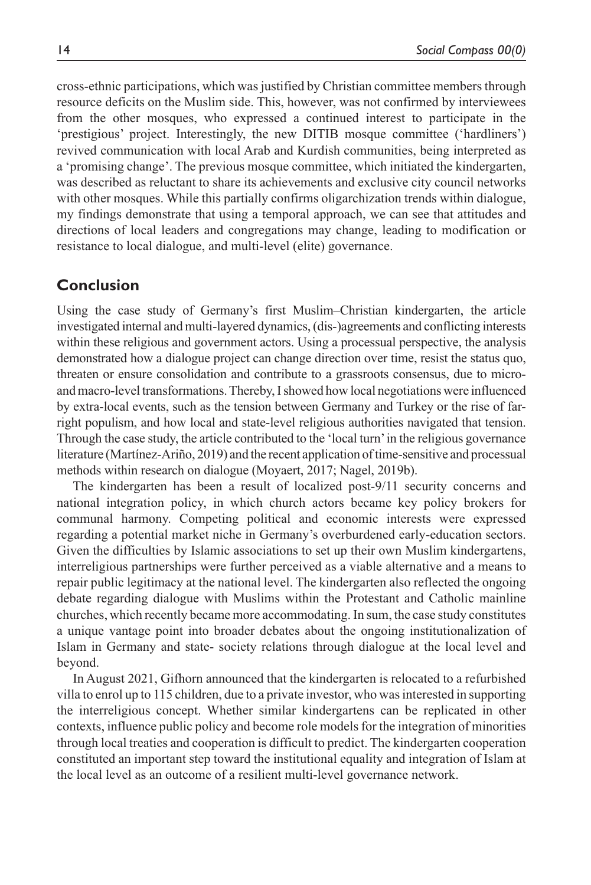cross-ethnic participations, which was justified by Christian committee members through resource deficits on the Muslim side. This, however, was not confirmed by interviewees from the other mosques, who expressed a continued interest to participate in the 'prestigious' project. Interestingly, the new DITIB mosque committee ('hardliners') revived communication with local Arab and Kurdish communities, being interpreted as a 'promising change'. The previous mosque committee, which initiated the kindergarten, was described as reluctant to share its achievements and exclusive city council networks with other mosques. While this partially confirms oligarchization trends within dialogue, my findings demonstrate that using a temporal approach, we can see that attitudes and directions of local leaders and congregations may change, leading to modification or resistance to local dialogue, and multi-level (elite) governance.

## Conclusion

Using the case study of Germany's first Muslim–Christian kindergarten, the article investigated internal and multi-layered dynamics, (dis-)agreements and conflicting interests within these religious and government actors. Using a processual perspective, the analysis demonstrated how a dialogue project can change direction over time, resist the status quo, threaten or ensure consolidation and contribute to a grassroots consensus, due to micro- and macro-level transformations. Thereby, I showed how local negotiations were influenced by extra-local events, such as the tension between Germany and Turkey or the rise of far-right populism, and how local and state-level religious authorities navigated that tension. Through the case study, the article contributed to the 'local turn' in the religious governance literature (Martínez-Ariño, 2019) and the recent application of time-sensitive and processual methods within research on dialogue (Moyaert, 2017; Nagel, 2019b).

The kindergarten has been a result of localized post-9/11 security concerns and national integration policy, in which church actors became key policy brokers for communal harmony. Competing political and economic interests were expressed regarding a potential market niche in Germany's overburdened early-education sectors. Given the difficulties by Islamic associations to set up their own Muslim kindergartens, interreligious partnerships were further perceived as a viable alternative and a means to repair public legitimacy at the national level. The kindergarten also reflected the ongoing debate regarding dialogue with Muslims within the Protestant and Catholic mainline churches, which recently became more accommodating. In sum, the case study constitutes a unique vantage point into broader debates about the ongoing institutionalization of Islam in Germany and state- society relations through dialogue at the local level and beyond.

In August 2021, Gifhorn announced that the kindergarten is relocated to a refurbished villa to enrol up to 115 children, due to a private investor, who was interested in supporting the interreligious concept. Whether similar kindergartens can be replicated in other contexts, influence public policy and become role models for the integration of minorities through local treaties and cooperation is difficult to predict. The kindergarten cooperation constituted an important step toward the institutional equality and integration of Islam at the local level as an outcome of a resilient multi-level governance network.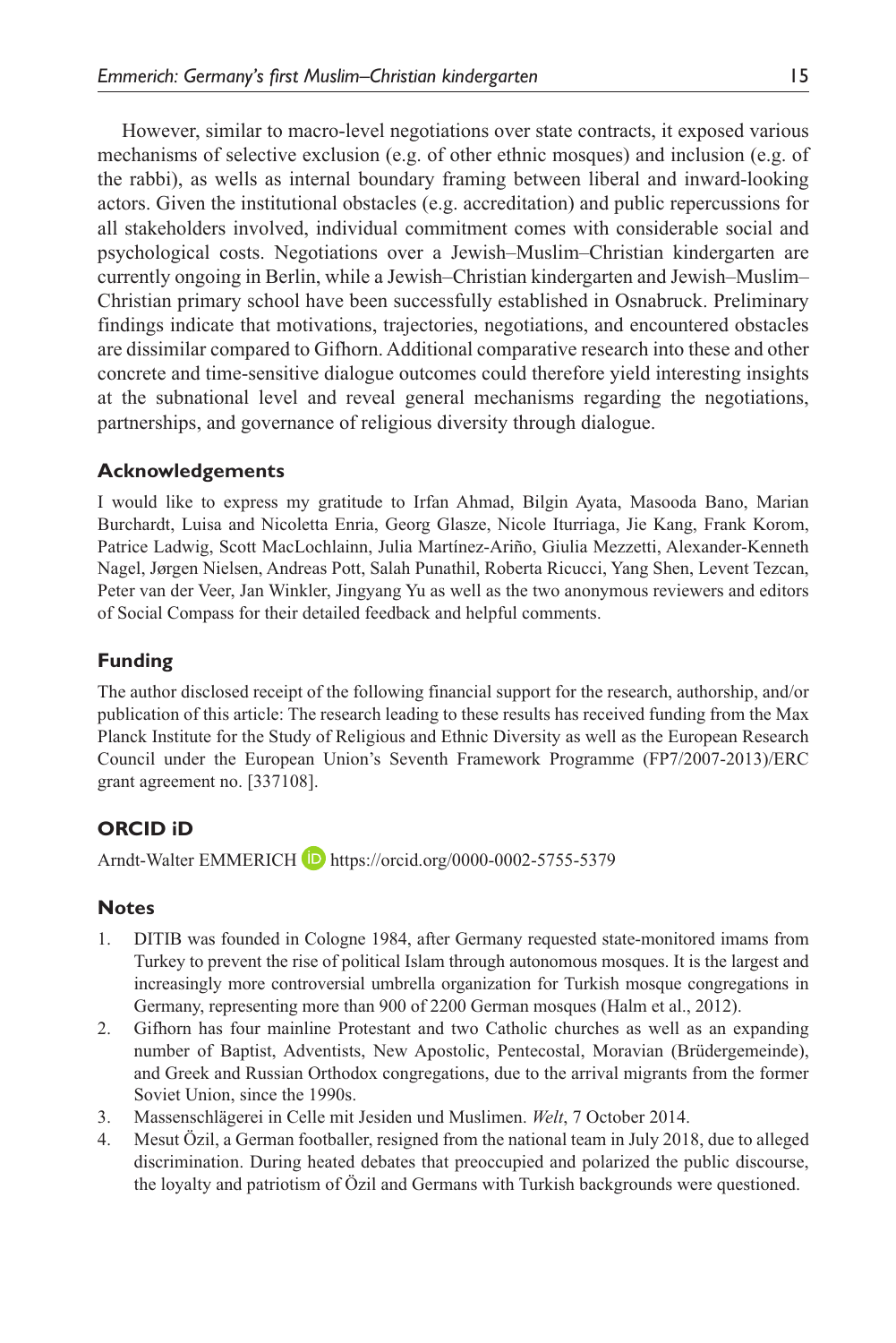However, similar to macro-level negotiations over state contracts, it exposed various mechanisms of selective exclusion (e.g. of other ethnic mosques) and inclusion (e.g. of the rabbi), as wells as internal boundary framing between liberal and inward-looking actors. Given the institutional obstacles (e.g. accreditation) and public repercussions for all stakeholders involved, individual commitment comes with considerable social and psychological costs. Negotiations over a Jewish–Muslim–Christian kindergarten are currently ongoing in Berlin, while a Jewish–Christian kindergarten and Jewish–Muslim–Christian primary school have been successfully established in Osnabruck. Preliminary findings indicate that motivations, trajectories, negotiations, and encountered obstacles are dissimilar compared to Gifhorn. Additional comparative research into these and other concrete and time-sensitive dialogue outcomes could therefore yield interesting insights at the subnational level and reveal general mechanisms regarding the negotiations, partnerships, and governance of religious diversity through dialogue.

### Acknowledgements

I would like to express my gratitude to Irfan Ahmad, Bilgin Ayata, Masooda Bano, Marian Burchardt, Luisa and Nicoletta Enria, Georg Glasze, Nicole Iturriaga, Jie Kang, Frank Korom, Patrice Ladwig, Scott MacLochlainn, Julia Martínez-Ariño, Giulia Mezzetti, Alexander-Kenneth Nagel, Jørgen Nielsen, Andreas Pott, Salah Punathil, Roberta Ricucci, Yang Shen, Levent Tezcan, Peter van der Veer, Jan Winkler, Jingyang Yu as well as the two anonymous reviewers and editors of Social Compass for their detailed feedback and helpful comments.

### Funding

The author disclosed receipt of the following financial support for the research, authorship, and/or publication of this article: The research leading to these results has received funding from the Max Planck Institute for the Study of Religious and Ethnic Diversity as well as the European Research Council under the European Union's Seventh Framework Programme (FP7/2007-2013)/ERC grant agreement no. [337108].

### ORCID iD

Arndt-Walter EMMERICH https://orcid.org/0000-0002-5755-5379

### Notes

1. DITIB was founded in Cologne 1984, after Germany requested state-monitored imams from Turkey to prevent the rise of political Islam through autonomous mosques. It is the largest and increasingly more controversial umbrella organization for Turkish mosque congregations in Germany, representing more than 900 of 2200 German mosques (Halm et al., 2012).
2. Gifhorn has four mainline Protestant and two Catholic churches as well as an expanding number of Baptist, Adventists, New Apostolic, Pentecostal, Moravian (Brüdergemeinde), and Greek and Russian Orthodox congregations, due to the arrival migrants from the former Soviet Union, since the 1990s.
3. Massenschlägerei in Celle mit Jesiden und Muslimen. *Welt*, 7 October 2014.
4. Mesut Özil, a German footballer, resigned from the national team in July 2018, due to alleged discrimination. During heated debates that preoccupied and polarized the public discourse, the loyalty and patriotism of Özil and Germans with Turkish backgrounds were questioned.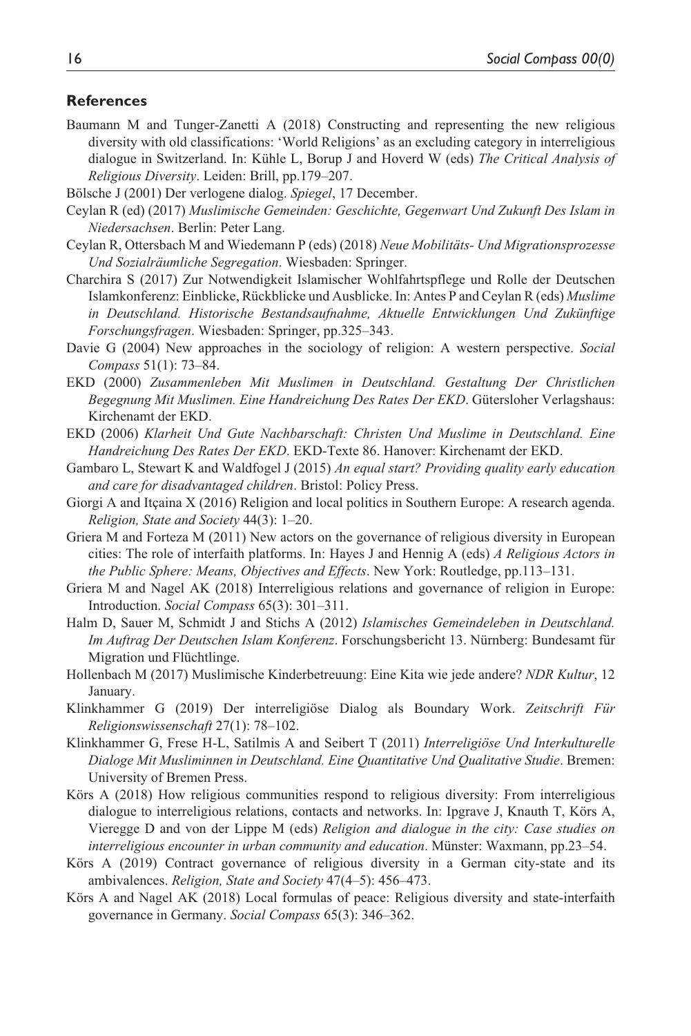## References

Baumann M and Tunger-Zanetti A (2018) Constructing and representing the new religious diversity with old classifications: 'World Religions' as an excluding category in interreligious dialogue in Switzerland. In: Kühle L, Borup J and Hoverd W (eds) *The Critical Analysis of Religious Diversity*. Leiden: Brill, pp.179–207.

Bölsche J (2001) Der verlogene dialog. *Spiegel*, 17 December.

Ceylan R (ed) (2017) *Muslimische Gemeinden: Geschichte, Gegenwart Und Zukunft Des Islam in Niedersachsen*. Berlin: Peter Lang.

Ceylan R, Ottersbach M and Wiedemann P (eds) (2018) *Neue Mobilitäts- Und Migrationsprozesse Und Sozialräumliche Segregation*. Wiesbaden: Springer.

Charchira S (2017) Zur Notwendigkeit Islamischer Wohlfahrtspflege und Rolle der Deutschen Islamkonferenz: Einblicke, Rückblicke und Ausblicke. In: Antes P and Ceylan R (eds) *Muslime in Deutschland. Historische Bestandsaufnahme, Aktuelle Entwicklungen Und Zukünftige Forschungsfragen*. Wiesbaden: Springer, pp.325–343.

Davie G (2004) New approaches in the sociology of religion: A western perspective. *Social Compass* 51(1): 73–84.

EKD (2000) *Zusammenleben Mit Muslimen in Deutschland. Gestaltung Der Christlichen Begegnung Mit Muslimen. Eine Handreichung Des Rates Der EKD*. Gütersloher Verlagshaus: Kirchenamt der EKD.

EKD (2006) *Klarheit Und Gute Nachbarschaft: Christen Und Muslime in Deutschland. Eine Handreichung Des Rates Der EKD*. EKD-Texte 86. Hanover: Kirchenamt der EKD.

Gambaro L, Stewart K and Waldfogel J (2015) *An equal start? Providing quality early education and care for disadvantaged children*. Bristol: Policy Press.

Giorgi A and Itçaina X (2016) Religion and local politics in Southern Europe: A research agenda. *Religion, State and Society* 44(3): 1–20.

Griera M and Forteza M (2011) New actors on the governance of religious diversity in European cities: The role of interfaith platforms. In: Hayes J and Hennig A (eds) *A Religious Actors in the Public Sphere: Means, Objectives and Effects*. New York: Routledge, pp.113–131.

Griera M and Nagel AK (2018) Interreligious relations and governance of religion in Europe: Introduction. *Social Compass* 65(3): 301–311.

Halm D, Sauer M, Schmidt J and Stichs A (2012) *Islamisches Gemeindeleben in Deutschland. Im Auftrag Der Deutschen Islam Konferenz*. Forschungsbericht 13. Nürnberg: Bundesamt für Migration und Flüchtlinge.

Hollenbach M (2017) Muslimische Kinderbetreuung: Eine Kita wie jede andere? *NDR Kultur*, 12 January.

Klinkhammer G (2019) Der interreligiöse Dialog als Boundary Work. *Zeitschrift Für Religionswissenschaft* 27(1): 78–102.

Klinkhammer G, Frese H-L, Satilmis A and Seibert T (2011) *Interreligiöse Und Interkulturelle Dialoge Mit Musliminnen in Deutschland. Eine Quantitative Und Qualitative Studie*. Bremen: University of Bremen Press.

Körs A (2018) How religious communities respond to religious diversity: From interreligious dialogue to interreligious relations, contacts and networks. In: Ipgrave J, Knauth T, Körs A, Vieregge D and von der Lippe M (eds) *Religion and dialogue in the city: Case studies on interreligious encounter in urban community and education*. Münster: Waxmann, pp.23–54.

Körs A (2019) Contract governance of religious diversity in a German city-state and its ambivalences. *Religion, State and Society* 47(4–5): 456–473.

Körs A and Nagel AK (2018) Local formulas of peace: Religious diversity and state-interfaith governance in Germany. *Social Compass* 65(3): 346–362.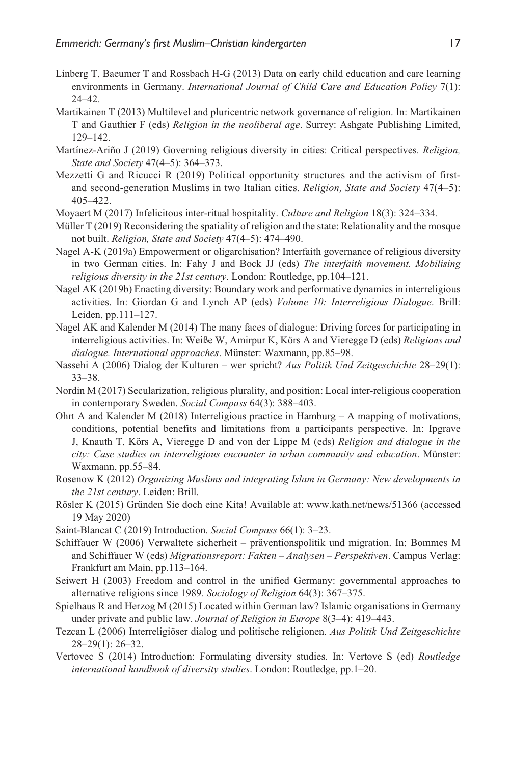Linberg T, Baeumer T and Rossbach H-G (2013) Data on early child education and care learning environments in Germany. *International Journal of Child Care and Education Policy* 7(1): 24–42.

Martikainen T (2013) Multilevel and pluricentric network governance of religion. In: Martikainen T and Gauthier F (eds) *Religion in the neoliberal age*. Surrey: Ashgate Publishing Limited, 129–142.

Martínez-Ariño J (2019) Governing religious diversity in cities: Critical perspectives. *Religion, State and Society* 47(4–5): 364–373.

Mezzetti G and Ricucci R (2019) Political opportunity structures and the activism of first- and second-generation Muslims in two Italian cities. *Religion, State and Society* 47(4–5): 405–422.

Moyaert M (2017) Infelicitous inter-ritual hospitality. *Culture and Religion* 18(3): 324–334.

Müller T (2019) Reconsidering the spatiality of religion and the state: Relationality and the mosque not built. *Religion, State and Society* 47(4–5): 474–490.

Nagel A-K (2019a) Empowerment or oligarchisation? Interfaith governance of religious diversity in two German cities. In: Fahy J and Bock JJ (eds) *The interfaith movement. Mobilising religious diversity in the 21st century*. London: Routledge, pp.104–121.

Nagel AK (2019b) Enacting diversity: Boundary work and performative dynamics in interreligious activities. In: Giordan G and Lynch AP (eds) *Volume 10: Interreligious Dialogue*. Brill: Leiden, pp.111–127.

Nagel AK and Kalender M (2014) The many faces of dialogue: Driving forces for participating in interreligious activities. In: Weiße W, Amirpur K, Körs A and Vieregge D (eds) *Religions and dialogue. International approaches*. Münster: Waxmann, pp.85–98.

Nassehi A (2006) Dialog der Kulturen – wer spricht? *Aus Politik Und Zeitgeschichte* 28–29(1): 33–38.

Nordin M (2017) Secularization, religious plurality, and position: Local inter-religious cooperation in contemporary Sweden. *Social Compass* 64(3): 388–403.

Ohrt A and Kalender M (2018) Interreligious practice in Hamburg – A mapping of motivations, conditions, potential benefits and limitations from a participants perspective. In: Ipgrave J, Knauth T, Körs A, Vieregge D and von der Lippe M (eds) *Religion and dialogue in the city: Case studies on interreligious encounter in urban community and education*. Münster: Waxmann, pp.55–84.

Rosenow K (2012) *Organizing Muslims and integrating Islam in Germany: New developments in the 21st century*. Leiden: Brill.

Rösler K (2015) Gründen Sie doch eine Kita! Available at: www.kath.net/news/51366 (accessed 19 May 2020)

Saint-Blancat C (2019) Introduction. *Social Compass* 66(1): 3–23.

Schiffauer W (2006) Verwaltete sicherheit – präventionspolitik und migration. In: Bommes M and Schiffauer W (eds) *Migrationsreport: Fakten – Analysen – Perspektiven*. Campus Verlag: Frankfurt am Main, pp.113–164.

Seiwert H (2003) Freedom and control in the unified Germany: governmental approaches to alternative religions since 1989. *Sociology of Religion* 64(3): 367–375.

Spielhaus R and Herzog M (2015) Located within German law? Islamic organisations in Germany under private and public law. *Journal of Religion in Europe* 8(3–4): 419–443.

Tezcan L (2006) Interreligiöser dialog und politische religionen. *Aus Politik Und Zeitgeschichte* 28–29(1): 26–32.

Vertovec S (2014) Introduction: Formulating diversity studies. In: Vertove S (ed) *Routledge international handbook of diversity studies*. London: Routledge, pp.1–20.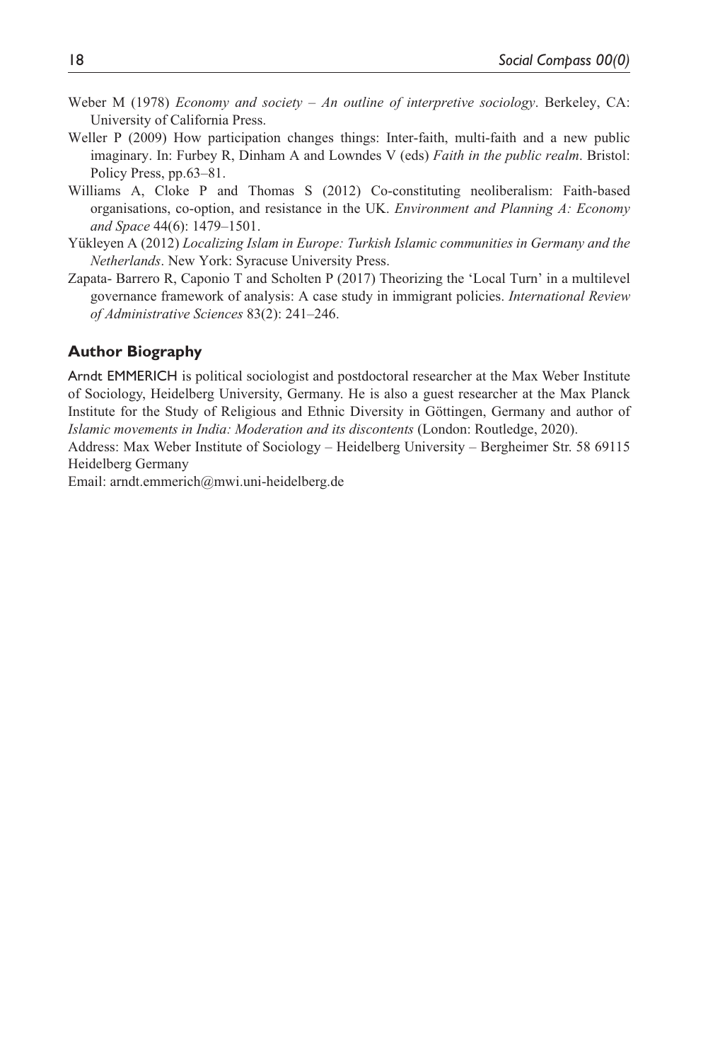Weber M (1978) *Economy and society – An outline of interpretive sociology*. Berkeley, CA: University of California Press.

Weller P (2009) How participation changes things: Inter-faith, multi-faith and a new public imaginary. In: Furbey R, Dinham A and Lowndes V (eds) *Faith in the public realm*. Bristol: Policy Press, pp.63–81.

Williams A, Cloke P and Thomas S (2012) Co-constituting neoliberalism: Faith-based organisations, co-option, and resistance in the UK. *Environment and Planning A: Economy and Space* 44(6): 1479–1501.

Yükleyen A (2012) *Localizing Islam in Europe: Turkish Islamic communities in Germany and the Netherlands*. New York: Syracuse University Press.

Zapata- Barrero R, Caponio T and Scholten P (2017) Theorizing the 'Local Turn' in a multilevel governance framework of analysis: A case study in immigrant policies. *International Review of Administrative Sciences* 83(2): 241–246.

## Author Biography

Arndt EMMERICH is political sociologist and postdoctoral researcher at the Max Weber Institute of Sociology, Heidelberg University, Germany. He is also a guest researcher at the Max Planck Institute for the Study of Religious and Ethnic Diversity in Göttingen, Germany and author of *Islamic movements in India: Moderation and its discontents* (London: Routledge, 2020).

Address: Max Weber Institute of Sociology – Heidelberg University – Bergheimer Str. 58 69115 Heidelberg Germany

Email: arndt.emmerich@mwi.uni-heidelberg.de